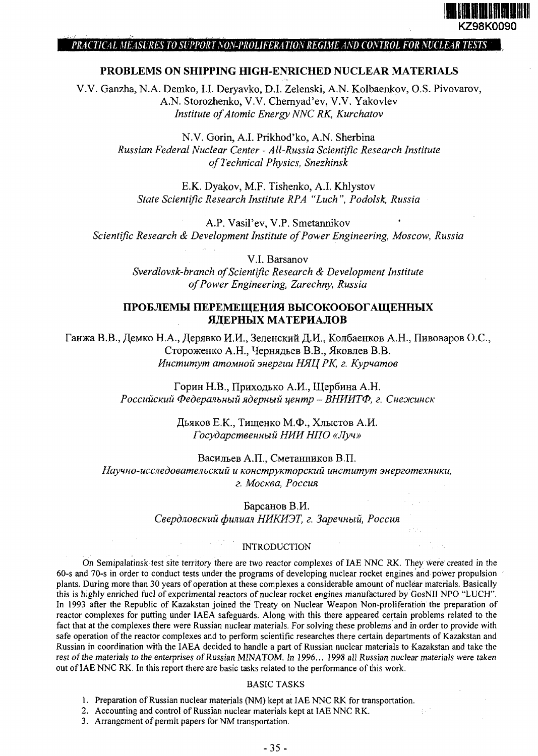KZ98K0090

PRACTICAL MEASURES TO SUPPORT NON-PROLIFERATION REGIME AND CONTROL FOR NUCLEAR TESTS

# PROBLEMS ON SHIPPING HIGH-ENRICHED NUCLEAR MATERIALS

V.V. Ganzha, N.A. Demko, I.I. Deryavko, D.I. Zelenski, A.N. Kolbaenkov, O.S. Pivovarov, A.N. Storozhenko, V.V. Chernyad'ev, V.V. Yakovlev
*Institute of Atomic Energy NNC RK, Kurchatov*

N.V. Gorin, A.I. Prikhod'ko, A.N. Sherbina
*Russian Federal Nuclear Center - All-Russia Scientific Research Institute of Technical Physics, Snezhinsk*

E.K. Dyakov, M.F. Tishenko, A.I. Khlystov
*State Scientific Research Institute RPA "Luch", Podolsk, Russia*

A.P. Vasil'ev, V.P. Smetannikov
*Scientific Research & Development Institute of Power Engineering, Moscow, Russia*

V.I. Barsanov
*Sverdlovsk-branch of Scientific Research & Development Institute of Power Engineering, Zarechny, Russia*

# ПРОБЛЕМЫ ПЕРЕМЕЩЕНИЯ ВЫСОКООБОГАЩЕННЫХ ЯДЕРНЫХ МАТЕРИАЛОВ

Ганжа В.В., Демко Н.А., Дерявко И.И., Зеленский Д.И., Колбаенков А.Н., Пивоваров О.С., Стороженко А.Н., Чернядьев В.В., Яковлев В.В.
*Институт атомной энергии НЯЦ РК, г. Курчатов*

Горин Н.В., Приходько А.И., Щербина А.Н.
*Российский Федеральный ядерный центр – ВНИИТФ, г. Снежинск*

Дьяков Е.К., Тищенко М.Ф., Хлыстов А.И.
*Государственный НИИ НПО «Луч»*

Васильев А.П., Сметанников В.П.
*Научно-исследовательский и конструкторский институт энерготехники, г. Москва, Россия*

Барсанов В.И.
*Свердловский филиал НИКИЭТ, г. Заречный, Россия*

## INTRODUCTION

On Semipalatinsk test site territory there are two reactor complexes of IAE NNC RK. They were created in the 60-s and 70-s in order to conduct tests under the programs of developing nuclear rocket engines and power propulsion plants. During more than 30 years of operation at these complexes a considerable amount of nuclear materials. Basically this is highly enriched fuel of experimental reactors of nuclear rocket engines manufactured by GosNII NPO "LUCH". In 1993 after the Republic of Kazakstan joined the Treaty on Nuclear Weapon Non-proliferation the preparation of reactor complexes for putting under IAEA safeguards. Along with this there appeared certain problems related to the fact that at the complexes there were Russian nuclear materials. For solving these problems and in order to provide with safe operation of the reactor complexes and to perform scientific researches there certain departments of Kazakstan and Russian in coordination with the IAEA decided to handle a part of Russian nuclear materials to Kazakstan and take the rest of the materials to the enterprises of Russian MINATOM. In 1996… 1998 all Russian nuclear materials were taken out of IAE NNC RK. In this report there are basic tasks related to the performance of this work.

## BASIC TASKS

1. Preparation of Russian nuclear materials (NM) kept at IAE NNC RK for transportation.
2. Accounting and control of Russian nuclear materials kept at IAE NNC RK.
3. Arrangement of permit papers for NM transportation.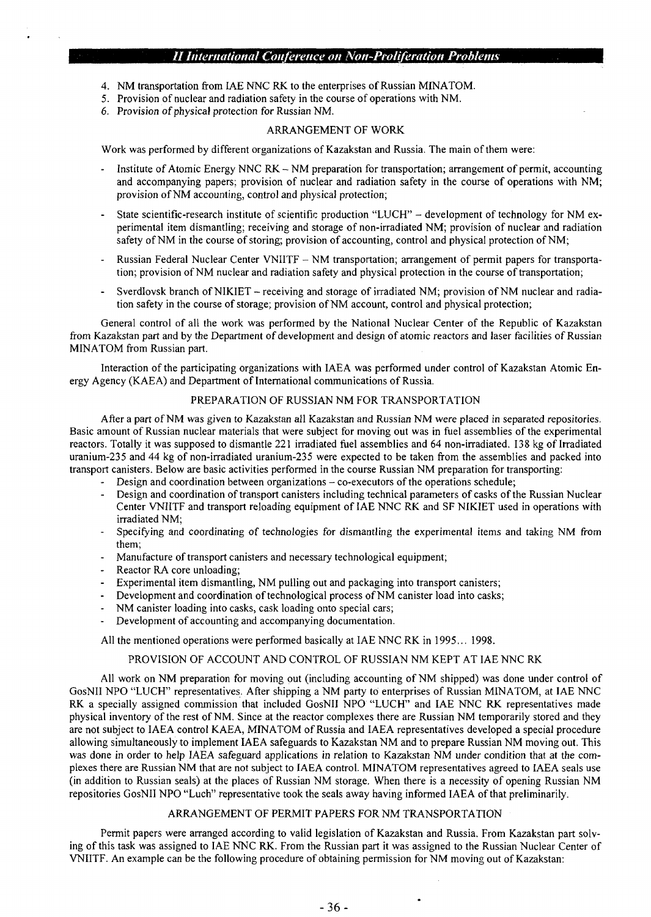4. NM transportation from IAE NNC RK to the enterprises of Russian MINATOM.
5. Provision of nuclear and radiation safety in the course of operations with NM.
6. Provision of physical protection for Russian NM.

## ARRANGEMENT OF WORK

Work was performed by different organizations of Kazakstan and Russia. The main of them were:

- Institute of Atomic Energy NNC RK – NM preparation for transportation; arrangement of permit, accounting and accompanying papers; provision of nuclear and radiation safety in the course of operations with NM; provision of NM accounting, control and physical protection;
- State scientific-research institute of scientific production "LUCH" – development of technology for NM experimental item dismantling; receiving and storage of non-irradiated NM; provision of nuclear and radiation safety of NM in the course of storing; provision of accounting, control and physical protection of NM;
- Russian Federal Nuclear Center VNIITF – NM transportation; arrangement of permit papers for transportation; provision of NM nuclear and radiation safety and physical protection in the course of transportation;
- Sverdlovsk branch of NIKIET – receiving and storage of irradiated NM; provision of NM nuclear and radiation safety in the course of storage; provision of NM account, control and physical protection;

General control of all the work was performed by the National Nuclear Center of the Republic of Kazakstan from Kazakstan part and by the Department of development and design of atomic reactors and laser facilities of Russian MINATOM from Russian part.

Interaction of the participating organizations with IAEA was performed under control of Kazakstan Atomic Energy Agency (KAEA) and Department of International communications of Russia.

## PREPARATION OF RUSSIAN NM FOR TRANSPORTATION

After a part of NM was given to Kazakstan all Kazakstan and Russian NM were placed in separated repositories. Basic amount of Russian nuclear materials that were subject for moving out was in fuel assemblies of the experimental reactors. Totally it was supposed to dismantle 221 irradiated fuel assemblies and 64 non-irradiated. 138 kg of Irradiated uranium-235 and 44 kg of non-irradiated uranium-235 were expected to be taken from the assemblies and packed into transport canisters. Below are basic activities performed in the course Russian NM preparation for transporting:

- Design and coordination between organizations – co-executors of the operations schedule;
- Design and coordination of transport canisters including technical parameters of casks of the Russian Nuclear Center VNIITF and transport reloading equipment of IAE NNC RK and SF NIKIET used in operations with irradiated NM;
- Specifying and coordinating of technologies for dismantling the experimental items and taking NM from them;
- Manufacture of transport canisters and necessary technological equipment;
- Reactor RA core unloading;
- Experimental item dismantling, NM pulling out and packaging into transport canisters;
- Development and coordination of technological process of NM canister load into casks;
- NM canister loading into casks, cask loading onto special cars;
- Development of accounting and accompanying documentation.

All the mentioned operations were performed basically at IAE NNC RK in 1995… 1998.

## PROVISION OF ACCOUNT AND CONTROL OF RUSSIAN NM KEPT AT IAE NNC RK

All work on NM preparation for moving out (including accounting of NM shipped) was done under control of GosNII NPO "LUCH" representatives. After shipping a NM party to enterprises of Russian MINATOM, at IAE NNC RK a specially assigned commission that included GosNII NPO "LUCH" and IAE NNC RK representatives made physical inventory of the rest of NM. Since at the reactor complexes there are Russian NM temporarily stored and they are not subject to IAEA control KAEA, MINATOM of Russia and IAEA representatives developed a special procedure allowing simultaneously to implement IAEA safeguards to Kazakstan NM and to prepare Russian NM moving out. This was done in order to help IAEA safeguard applications in relation to Kazakstan NM under condition that at the complexes there are Russian NM that are not subject to IAEA control. MINATOM representatives agreed to IAEA seals use (in addition to Russian seals) at the places of Russian NM storage. When there is a necessity of opening Russian NM repositories GosNII NPO "Luch" representative took the seals away having informed IAEA of that preliminarily.

## ARRANGEMENT OF PERMIT PAPERS FOR NM TRANSPORTATION

Permit papers were arranged according to valid legislation of Kazakstan and Russia. From Kazakstan part solving of this task was assigned to IAE NNC RK. From the Russian part it was assigned to the Russian Nuclear Center of VNIITF. An example can be the following procedure of obtaining permission for NM moving out of Kazakstan: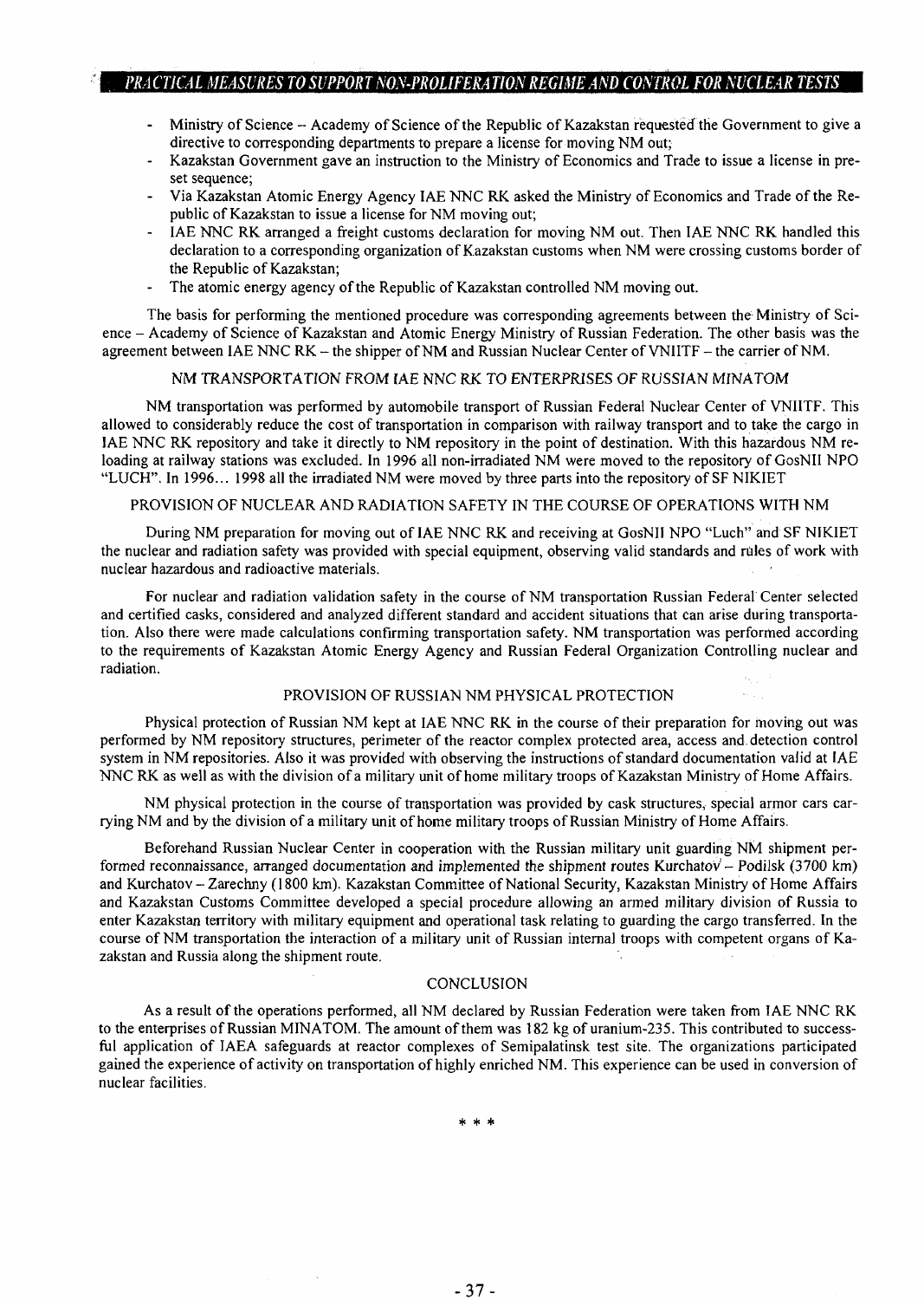- Ministry of Science – Academy of Science of the Republic of Kazakhstan requested the Government to give a directive to corresponding departments to prepare a license for moving NM out;
- Kazakhstan Government gave an instruction to the Ministry of Economics and Trade to issue a license in preset sequence;
- Via Kazakhstan Atomic Energy Agency IAE NNC RK asked the Ministry of Economics and Trade of the Republic of Kazakhstan to issue a license for NM moving out;
- IAE NNC RK arranged a freight customs declaration for moving NM out. Then IAE NNC RK handled this declaration to a corresponding organization of Kazakhstan customs when NM were crossing customs border of the Republic of Kazakhstan;
- The atomic energy agency of the Republic of Kazakhstan controlled NM moving out.

The basis for performing the mentioned procedure was corresponding agreements between the Ministry of Science – Academy of Science of Kazakhstan and Atomic Energy Ministry of Russian Federation. The other basis was the agreement between IAE NNC RK – the shipper of NM and Russian Nuclear Center of VNIITF – the carrier of NM.

## NM TRANSPORTATION FROM IAE NNC RK TO ENTERPRISES OF RUSSIAN MINATOM

NM transportation was performed by automobile transport of Russian Federal Nuclear Center of VNIITF. This allowed to considerably reduce the cost of transportation in comparison with railway transport and to take the cargo in IAE NNC RK repository and take it directly to NM repository in the point of destination. With this hazardous NM reloading at railway stations was excluded. In 1996 all non-irradiated NM were moved to the repository of GosNII NPO "LUCH". In 1996… 1998 all the irradiated NM were moved by three parts into the repository of SF NIKIET

## PROVISION OF NUCLEAR AND RADIATION SAFETY IN THE COURSE OF OPERATIONS WITH NM

During NM preparation for moving out of IAE NNC RK and receiving at GosNII NPO "Luch" and SF NIKIET the nuclear and radiation safety was provided with special equipment, observing valid standards and rules of work with nuclear hazardous and radioactive materials.

For nuclear and radiation validation safety in the course of NM transportation Russian Federal Center selected and certified casks, considered and analyzed different standard and accident situations that can arise during transportation. Also there were made calculations confirming transportation safety. NM transportation was performed according to the requirements of Kazakhstan Atomic Energy Agency and Russian Federal Organization Controlling nuclear and radiation.

## PROVISION OF RUSSIAN NM PHYSICAL PROTECTION

Physical protection of Russian NM kept at IAE NNC RK in the course of their preparation for moving out was performed by NM repository structures, perimeter of the reactor complex protected area, access and detection control system in NM repositories. Also it was provided with observing the instructions of standard documentation valid at IAE NNC RK as well as with the division of a military unit of home military troops of Kazakhstan Ministry of Home Affairs.

NM physical protection in the course of transportation was provided by cask structures, special armor cars carrying NM and by the division of a military unit of home military troops of Russian Ministry of Home Affairs.

Beforehand Russian Nuclear Center in cooperation with the Russian military unit guarding NM shipment performed reconnaissance, arranged documentation and implemented the shipment routes Kurchatov – Podilsk (3700 km) and Kurchatov – Zarechny (1800 km). Kazakhstan Committee of National Security, Kazakhstan Ministry of Home Affairs and Kazakhstan Customs Committee developed a special procedure allowing an armed military division of Russia to enter Kazakhstan territory with military equipment and operational task relating to guarding the cargo transferred. In the course of NM transportation the interaction of a military unit of Russian internal troops with competent organs of Kazakhstan and Russia along the shipment route.

## CONCLUSION

As a result of the operations performed, all NM declared by Russian Federation were taken from IAE NNC RK to the enterprises of Russian MINATOM. The amount of them was 182 kg of uranium-235. This contributed to successful application of IAEA safeguards at reactor complexes of Semipalatinsk test site. The organizations participated gained the experience of activity on transportation of highly enriched NM. This experience can be used in conversion of nuclear facilities.

\* \* \*